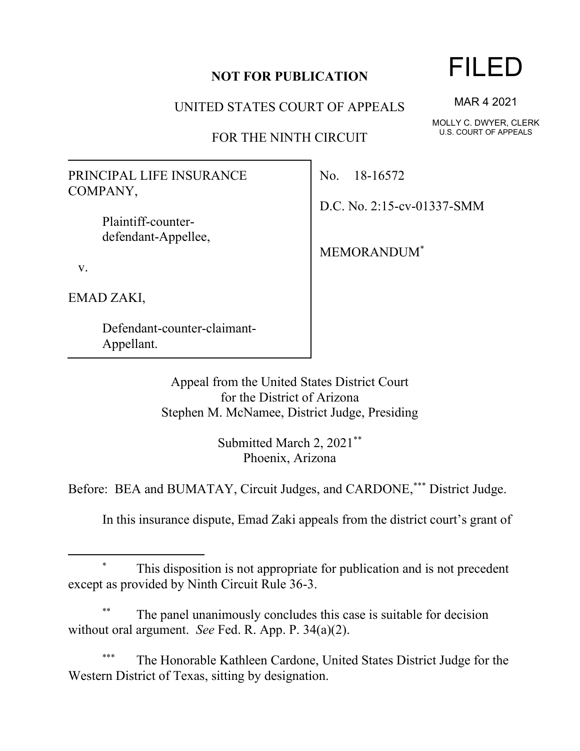**NOT FOR PUBLICATION**

UNITED STATES COURT OF APPEALS

FOR THE NINTH CIRCUIT

FILED

MAR 4 2021

MOLLY C. DWYER, CLERK
U.S. COURT OF APPEALS

| | |
|---|---|
| PRINCIPAL LIFE INSURANCE COMPANY,<br><br>Plaintiff-counter-defendant-Appellee,<br><br>v.<br><br>EMAD ZAKI,<br><br>Defendant-counter-claimant-Appellant. | No. 18-16572<br><br>D.C. No. 2:15-cv-01337-SMM<br><br>MEMORANDUM[*] |

Appeal from the United States District Court
for the District of Arizona
Stephen M. McNamee, District Judge, Presiding

Submitted March 2, 2021[**]
Phoenix, Arizona

Before: BEA and BUMATAY, Circuit Judges, and CARDONE,[***] District Judge.

In this insurance dispute, Emad Zaki appeals from the district court's grant of

---

[*] This disposition is not appropriate for publication and is not precedent except as provided by Ninth Circuit Rule 36-3.

[**] The panel unanimously concludes this case is suitable for decision without oral argument. *See* Fed. R. App. P. 34(a)(2).

[***] The Honorable Kathleen Cardone, United States District Judge for the Western District of Texas, sitting by designation.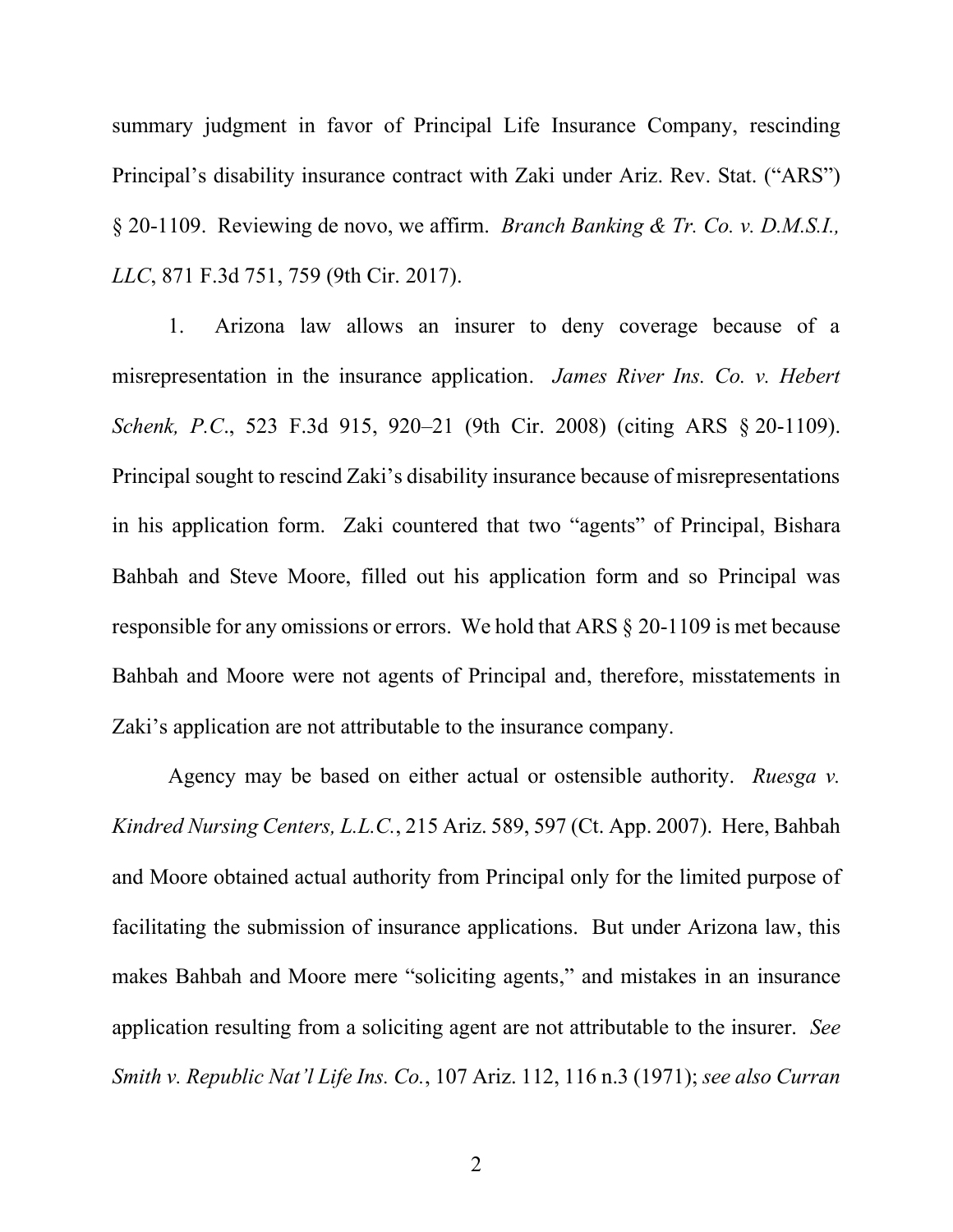summary judgment in favor of Principal Life Insurance Company, rescinding Principal's disability insurance contract with Zaki under Ariz. Rev. Stat. ("ARS") § 20-1109. Reviewing de novo, we affirm. *Branch Banking & Tr. Co. v. D.M.S.I., LLC*, 871 F.3d 751, 759 (9th Cir. 2017).

1. Arizona law allows an insurer to deny coverage because of a misrepresentation in the insurance application. *James River Ins. Co. v. Hebert Schenk, P.C.*, 523 F.3d 915, 920–21 (9th Cir. 2008) (citing ARS § 20-1109). Principal sought to rescind Zaki's disability insurance because of misrepresentations in his application form. Zaki countered that two "agents" of Principal, Bishara Bahbah and Steve Moore, filled out his application form and so Principal was responsible for any omissions or errors. We hold that ARS § 20-1109 is met because Bahbah and Moore were not agents of Principal and, therefore, misstatements in Zaki's application are not attributable to the insurance company.

Agency may be based on either actual or ostensible authority. *Ruesga v. Kindred Nursing Centers, L.L.C.*, 215 Ariz. 589, 597 (Ct. App. 2007). Here, Bahbah and Moore obtained actual authority from Principal only for the limited purpose of facilitating the submission of insurance applications. But under Arizona law, this makes Bahbah and Moore mere "soliciting agents," and mistakes in an insurance application resulting from a soliciting agent are not attributable to the insurer. *See Smith v. Republic Nat'l Life Ins. Co.*, 107 Ariz. 112, 116 n.3 (1971); *see also Curran*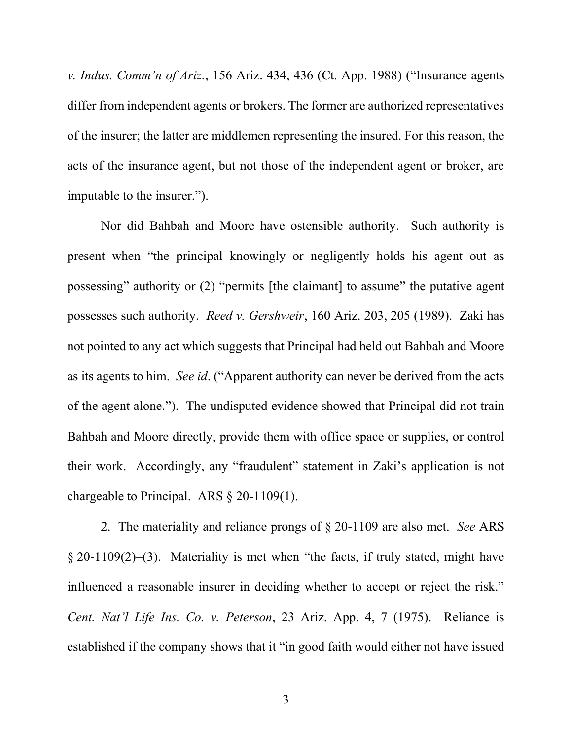*v. Indus. Comm'n of Ariz.*, 156 Ariz. 434, 436 (Ct. App. 1988) ("Insurance agents differ from independent agents or brokers. The former are authorized representatives of the insurer; the latter are middlemen representing the insured. For this reason, the acts of the insurance agent, but not those of the independent agent or broker, are imputable to the insurer.").

Nor did Bahbah and Moore have ostensible authority. Such authority is present when "the principal knowingly or negligently holds his agent out as possessing" authority or (2) "permits [the claimant] to assume" the putative agent possesses such authority. *Reed v. Gershweir*, 160 Ariz. 203, 205 (1989). Zaki has not pointed to any act which suggests that Principal had held out Bahbah and Moore as its agents to him. *See id*. ("Apparent authority can never be derived from the acts of the agent alone."). The undisputed evidence showed that Principal did not train Bahbah and Moore directly, provide them with office space or supplies, or control their work. Accordingly, any "fraudulent" statement in Zaki's application is not chargeable to Principal. ARS § 20-1109(1).

2. The materiality and reliance prongs of § 20-1109 are also met. *See* ARS § 20-1109(2)–(3). Materiality is met when "the facts, if truly stated, might have influenced a reasonable insurer in deciding whether to accept or reject the risk." *Cent. Nat'l Life Ins. Co. v. Peterson*, 23 Ariz. App. 4, 7 (1975). Reliance is established if the company shows that it "in good faith would either not have issued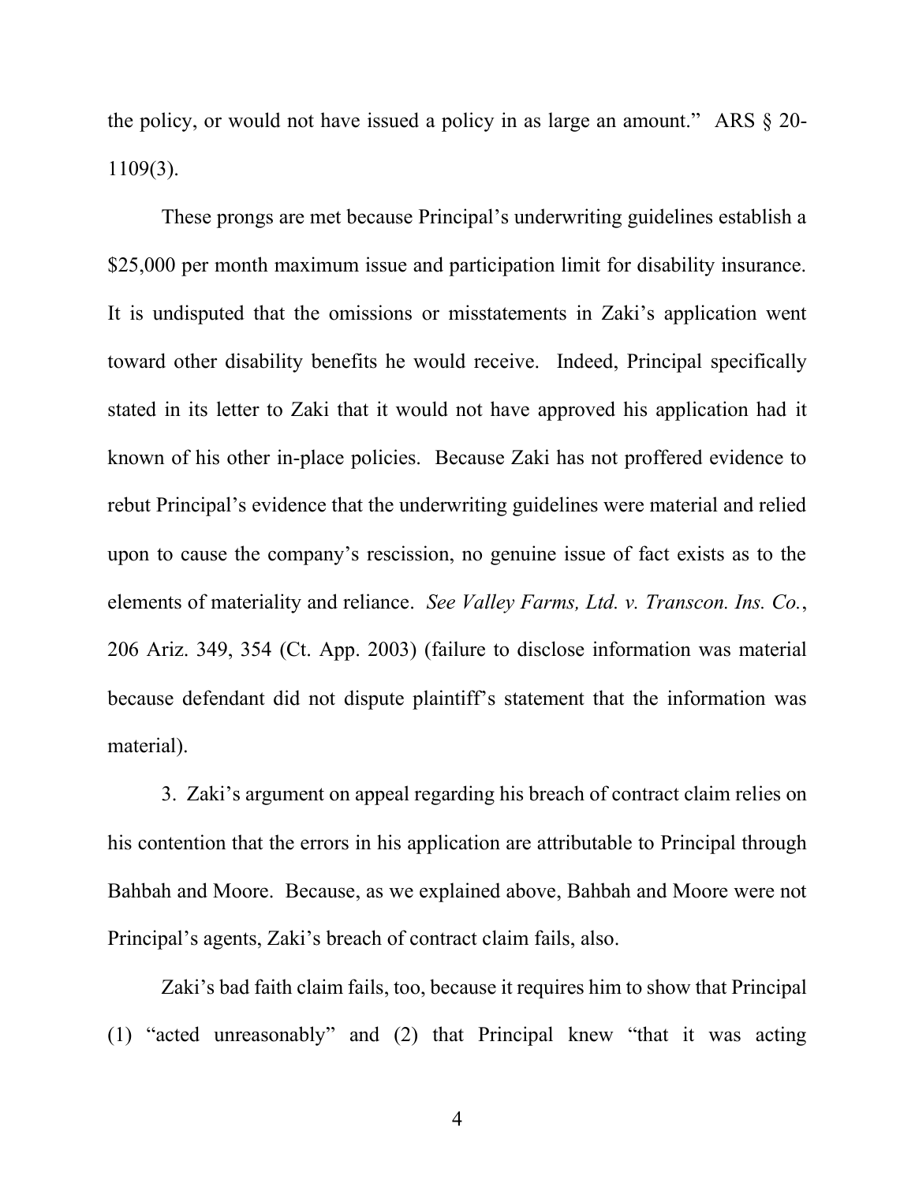the policy, or would not have issued a policy in as large an amount." ARS § 20-1109(3).

These prongs are met because Principal's underwriting guidelines establish a $25,000 per month maximum issue and participation limit for disability insurance. It is undisputed that the omissions or misstatements in Zaki's application went toward other disability benefits he would receive. Indeed, Principal specifically stated in its letter to Zaki that it would not have approved his application had it known of his other in-place policies. Because Zaki has not proffered evidence to rebut Principal's evidence that the underwriting guidelines were material and relied upon to cause the company's rescission, no genuine issue of fact exists as to the elements of materiality and reliance. *See Valley Farms, Ltd. v. Transcon. Ins. Co.*, 206 Ariz. 349, 354 (Ct. App. 2003) (failure to disclose information was material because defendant did not dispute plaintiff's statement that the information was material).

3. Zaki's argument on appeal regarding his breach of contract claim relies on his contention that the errors in his application are attributable to Principal through Bahbah and Moore. Because, as we explained above, Bahbah and Moore were not Principal's agents, Zaki's breach of contract claim fails, also.

Zaki's bad faith claim fails, too, because it requires him to show that Principal (1) "acted unreasonably" and (2) that Principal knew "that it was acting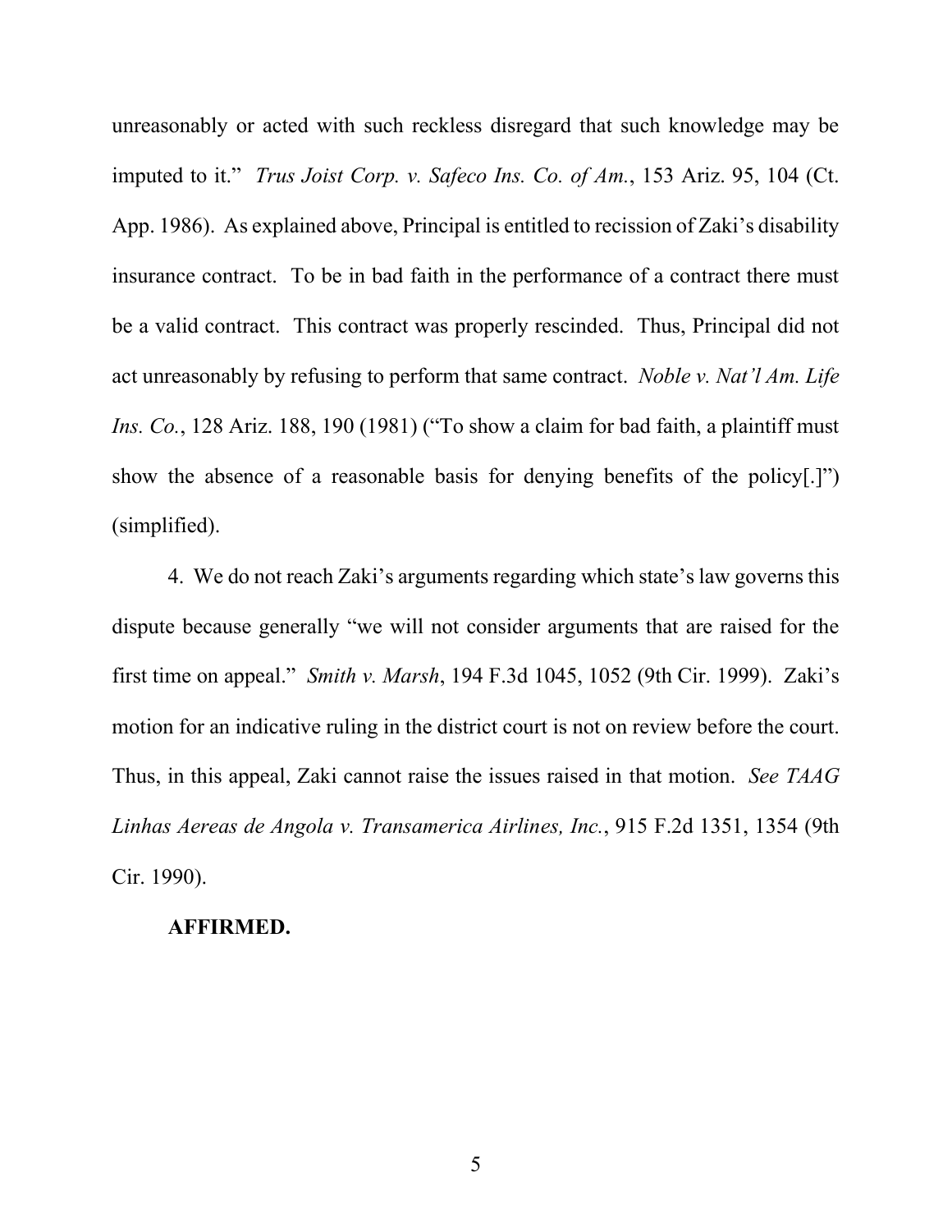unreasonably or acted with such reckless disregard that such knowledge may be imputed to it." *Trus Joist Corp. v. Safeco Ins. Co. of Am.*, 153 Ariz. 95, 104 (Ct. App. 1986). As explained above, Principal is entitled to recission of Zaki's disability insurance contract. To be in bad faith in the performance of a contract there must be a valid contract. This contract was properly rescinded. Thus, Principal did not act unreasonably by refusing to perform that same contract. *Noble v. Nat'l Am. Life Ins. Co.*, 128 Ariz. 188, 190 (1981) ("To show a claim for bad faith, a plaintiff must show the absence of a reasonable basis for denying benefits of the policy[.]") (simplified).

4. We do not reach Zaki's arguments regarding which state's law governs this dispute because generally "we will not consider arguments that are raised for the first time on appeal." *Smith v. Marsh*, 194 F.3d 1045, 1052 (9th Cir. 1999). Zaki's motion for an indicative ruling in the district court is not on review before the court. Thus, in this appeal, Zaki cannot raise the issues raised in that motion. *See TAAG Linhas Aereas de Angola v. Transamerica Airlines, Inc.*, 915 F.2d 1351, 1354 (9th Cir. 1990).

**AFFIRMED.**